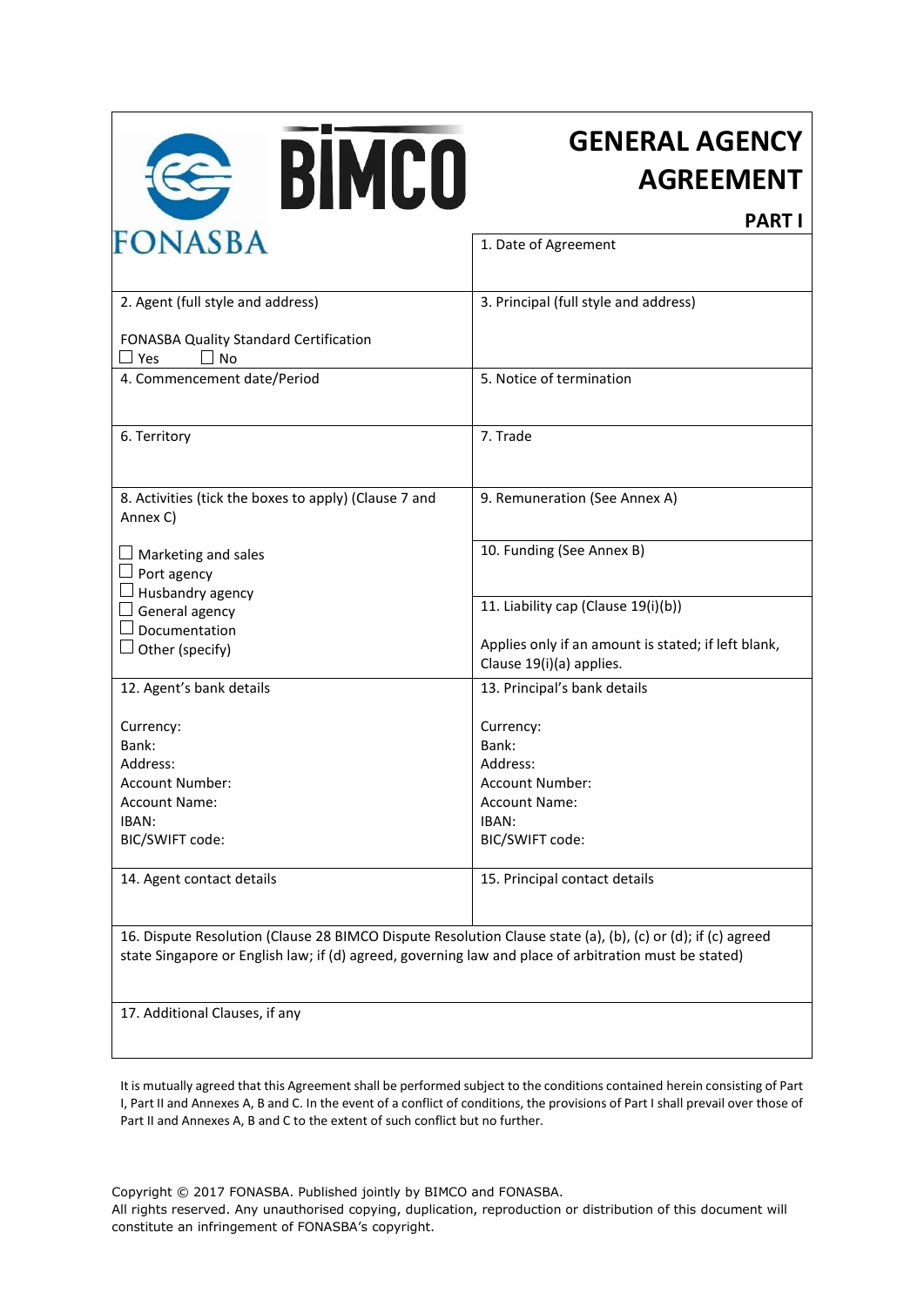FONASBA BIMCO

# GENERAL AGENCY AGREEMENT

## PART I

| | |
|---|---|
| | 1. Date of Agreement |
| 2. Agent (full style and address)<br><br>FONASBA Quality Standard Certification<br>☐ Yes ☐ No | 3. Principal (full style and address) |
| 4. Commencement date/Period | 5. Notice of termination |
| 6. Territory | 7. Trade |
| 8. Activities (tick the boxes to apply) (Clause 7 and Annex C)<br><br>☐ Marketing and sales<br>☐ Port agency<br>☐ Husbandry agency<br>☐ General agency<br>☐ Documentation<br>☐ Other (specify) | 9. Remuneration (See Annex A)<br><br>10. Funding (See Annex B)<br><br>11. Liability cap (Clause 19(i)(b))<br><br>Applies only if an amount is stated; if left blank, Clause 19(i)(a) applies. |
| 12. Agent's bank details<br><br>Currency:<br>Bank:<br>Address:<br>Account Number:<br>Account Name:<br>IBAN:<br>BIC/SWIFT code: | 13. Principal's bank details<br><br>Currency:<br>Bank:<br>Address:<br>Account Number:<br>Account Name:<br>IBAN:<br>BIC/SWIFT code: |
| 14. Agent contact details | 15. Principal contact details |

16. Dispute Resolution (Clause 28 BIMCO Dispute Resolution Clause state (a), (b), (c) or (d); if (c) agreed state Singapore or English law; if (d) agreed, governing law and place of arbitration must be stated)

17. Additional Clauses, if any

It is mutually agreed that this Agreement shall be performed subject to the conditions contained herein consisting of Part I, Part II and Annexes A, B and C. In the event of a conflict of conditions, the provisions of Part I shall prevail over those of Part II and Annexes A, B and C to the extent of such conflict but no further.

Copyright © 2017 FONASBA. Published jointly by BIMCO and FONASBA.
All rights reserved. Any unauthorised copying, duplication, reproduction or distribution of this document will constitute an infringement of FONASBA's copyright.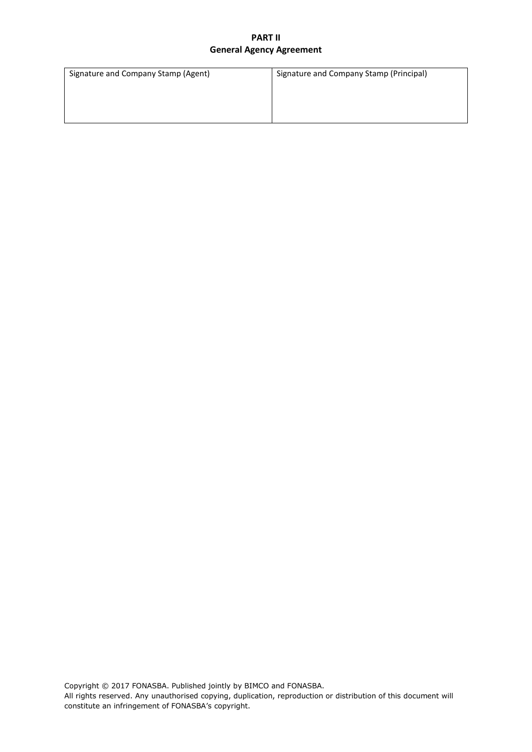**PART II**
**General Agency Agreement**

| Signature and Company Stamp (Agent) | Signature and Company Stamp (Principal) |
|---|---|
| | |

Copyright © 2017 FONASBA. Published jointly by BIMCO and FONASBA.
All rights reserved. Any unauthorised copying, duplication, reproduction or distribution of this document will constitute an infringement of FONASBA's copyright.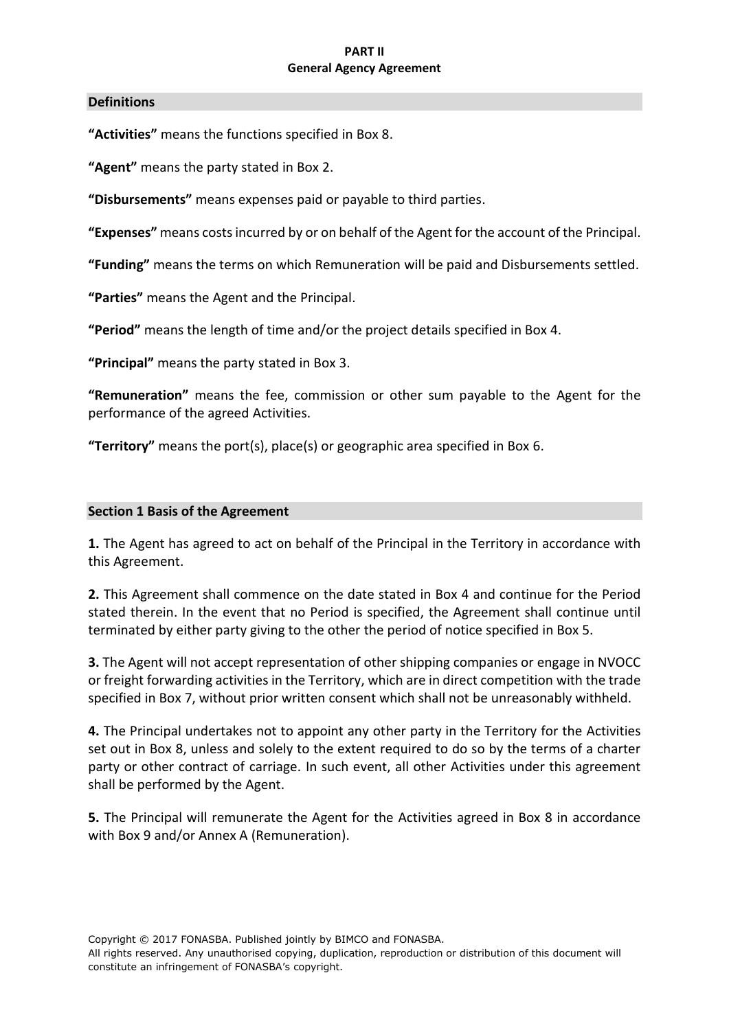# PART II
## General Agency Agreement

### Definitions

**“Activities”** means the functions specified in Box 8.

**“Agent”** means the party stated in Box 2.

**“Disbursements”** means expenses paid or payable to third parties.

**“Expenses”** means costs incurred by or on behalf of the Agent for the account of the Principal.

**“Funding”** means the terms on which Remuneration will be paid and Disbursements settled.

**“Parties”** means the Agent and the Principal.

**“Period”** means the length of time and/or the project details specified in Box 4.

**“Principal”** means the party stated in Box 3.

**“Remuneration”** means the fee, commission or other sum payable to the Agent for the performance of the agreed Activities.

**“Territory”** means the port(s), place(s) or geographic area specified in Box 6.

### Section 1 Basis of the Agreement

**1.** The Agent has agreed to act on behalf of the Principal in the Territory in accordance with this Agreement.

**2.** This Agreement shall commence on the date stated in Box 4 and continue for the Period stated therein. In the event that no Period is specified, the Agreement shall continue until terminated by either party giving to the other the period of notice specified in Box 5.

**3.** The Agent will not accept representation of other shipping companies or engage in NVOCC or freight forwarding activities in the Territory, which are in direct competition with the trade specified in Box 7, without prior written consent which shall not be unreasonably withheld.

**4.** The Principal undertakes not to appoint any other party in the Territory for the Activities set out in Box 8, unless and solely to the extent required to do so by the terms of a charter party or other contract of carriage. In such event, all other Activities under this agreement shall be performed by the Agent.

**5.** The Principal will remunerate the Agent for the Activities agreed in Box 8 in accordance with Box 9 and/or Annex A (Remuneration).

Copyright © 2017 FONASBA. Published jointly by BIMCO and FONASBA.
All rights reserved. Any unauthorised copying, duplication, reproduction or distribution of this document will constitute an infringement of FONASBA’s copyright.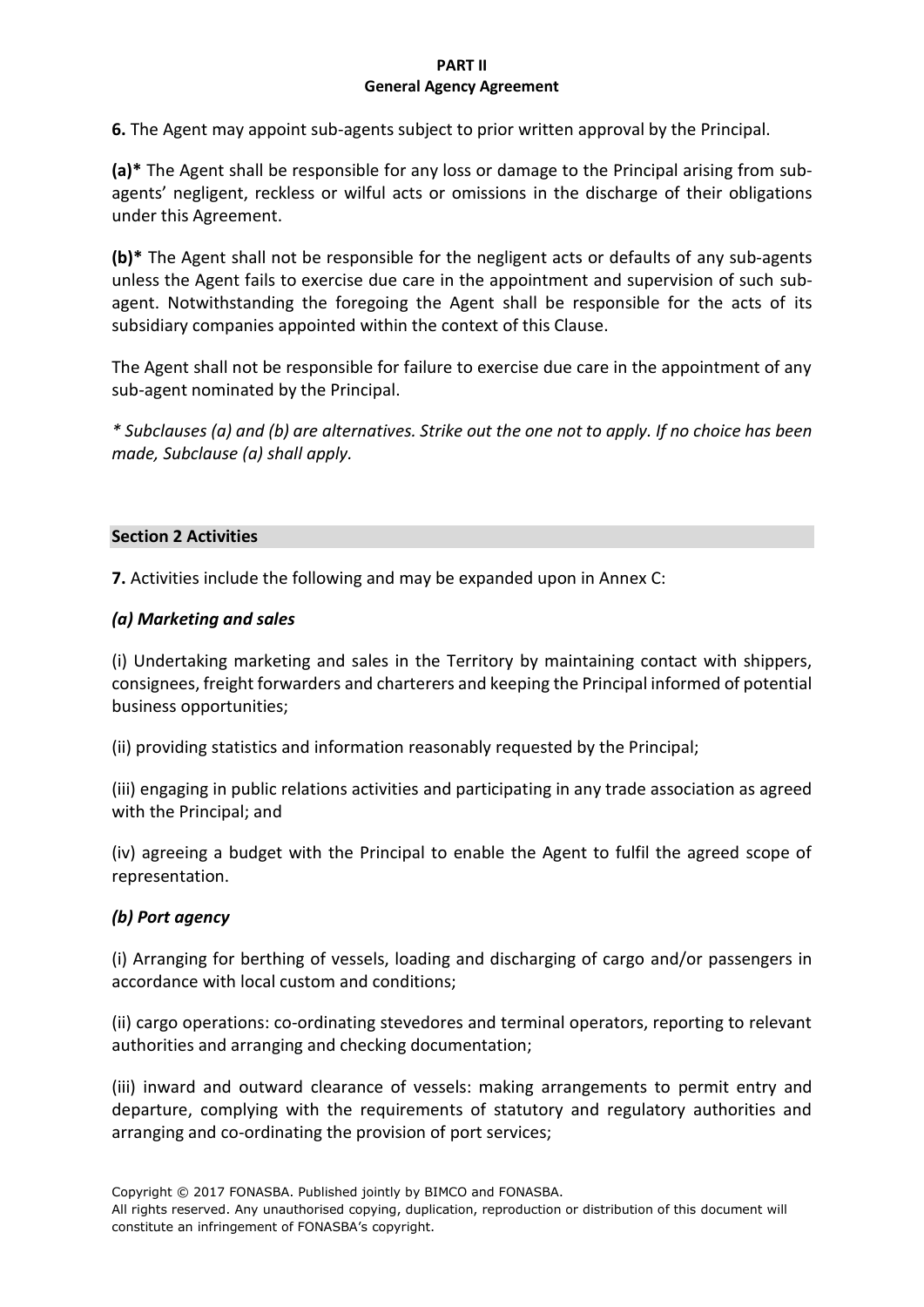**PART II**
**General Agency Agreement**

**6.** The Agent may appoint sub-agents subject to prior written approval by the Principal.

**(a)*** The Agent shall be responsible for any loss or damage to the Principal arising from sub-agents' negligent, reckless or wilful acts or omissions in the discharge of their obligations under this Agreement.

**(b)*** The Agent shall not be responsible for the negligent acts or defaults of any sub-agents unless the Agent fails to exercise due care in the appointment and supervision of such sub-agent. Notwithstanding the foregoing the Agent shall be responsible for the acts of its subsidiary companies appointed within the context of this Clause.

The Agent shall not be responsible for failure to exercise due care in the appointment of any sub-agent nominated by the Principal.

*\* Subclauses (a) and (b) are alternatives. Strike out the one not to apply. If no choice has been made, Subclause (a) shall apply.*

## Section 2 Activities

**7.** Activities include the following and may be expanded upon in Annex C:

***(a) Marketing and sales***

(i) Undertaking marketing and sales in the Territory by maintaining contact with shippers, consignees, freight forwarders and charterers and keeping the Principal informed of potential business opportunities;

(ii) providing statistics and information reasonably requested by the Principal;

(iii) engaging in public relations activities and participating in any trade association as agreed with the Principal; and

(iv) agreeing a budget with the Principal to enable the Agent to fulfil the agreed scope of representation.

***(b) Port agency***

(i) Arranging for berthing of vessels, loading and discharging of cargo and/or passengers in accordance with local custom and conditions;

(ii) cargo operations: co-ordinating stevedores and terminal operators, reporting to relevant authorities and arranging and checking documentation;

(iii) inward and outward clearance of vessels: making arrangements to permit entry and departure, complying with the requirements of statutory and regulatory authorities and arranging and co-ordinating the provision of port services;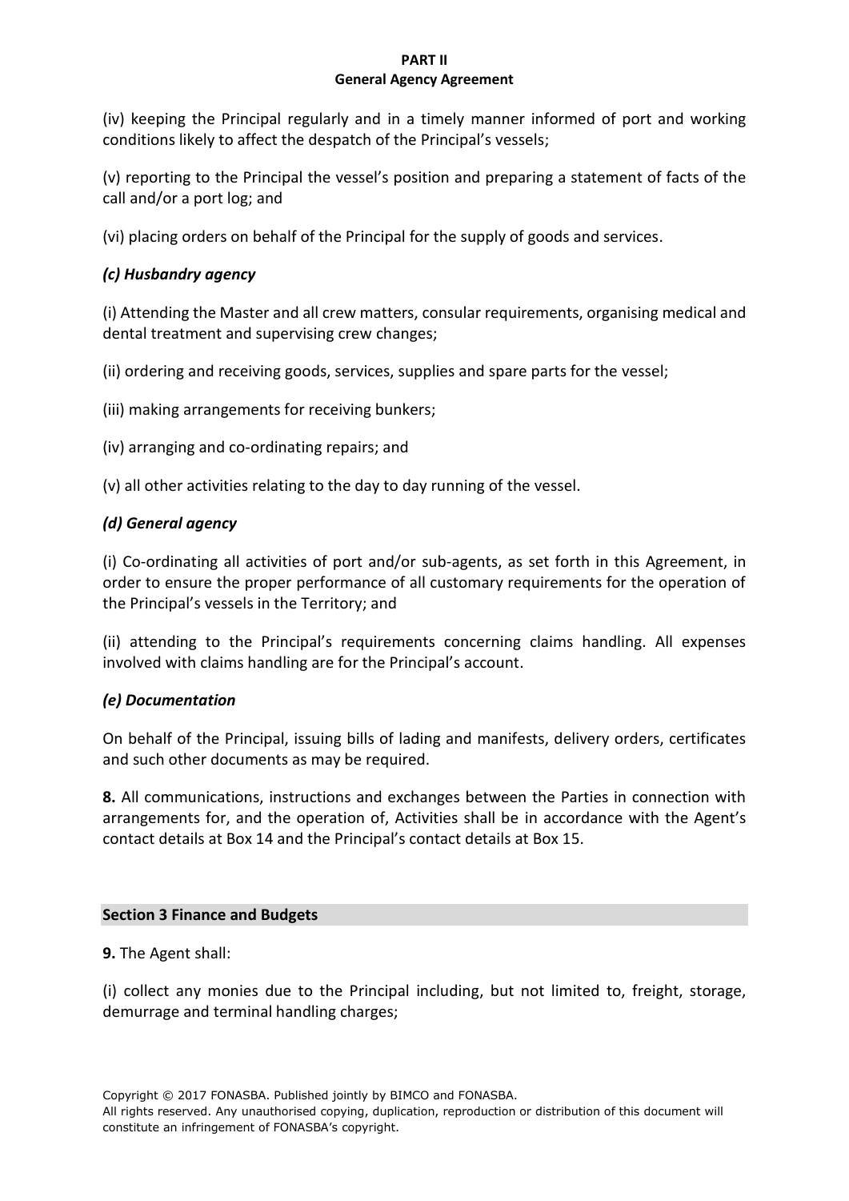(iv) keeping the Principal regularly and in a timely manner informed of port and working conditions likely to affect the despatch of the Principal's vessels;

(v) reporting to the Principal the vessel's position and preparing a statement of facts of the call and/or a port log; and

(vi) placing orders on behalf of the Principal for the supply of goods and services.

### *(c) Husbandry agency*

(i) Attending the Master and all crew matters, consular requirements, organising medical and dental treatment and supervising crew changes;

(ii) ordering and receiving goods, services, supplies and spare parts for the vessel;

(iii) making arrangements for receiving bunkers;

(iv) arranging and co-ordinating repairs; and

(v) all other activities relating to the day to day running of the vessel.

### *(d) General agency*

(i) Co-ordinating all activities of port and/or sub-agents, as set forth in this Agreement, in order to ensure the proper performance of all customary requirements for the operation of the Principal's vessels in the Territory; and

(ii) attending to the Principal's requirements concerning claims handling. All expenses involved with claims handling are for the Principal's account.

### *(e) Documentation*

On behalf of the Principal, issuing bills of lading and manifests, delivery orders, certificates and such other documents as may be required.

**8.** All communications, instructions and exchanges between the Parties in connection with arrangements for, and the operation of, Activities shall be in accordance with the Agent's contact details at Box 14 and the Principal's contact details at Box 15.

## Section 3 Finance and Budgets

**9.** The Agent shall:

(i) collect any monies due to the Principal including, but not limited to, freight, storage, demurrage and terminal handling charges;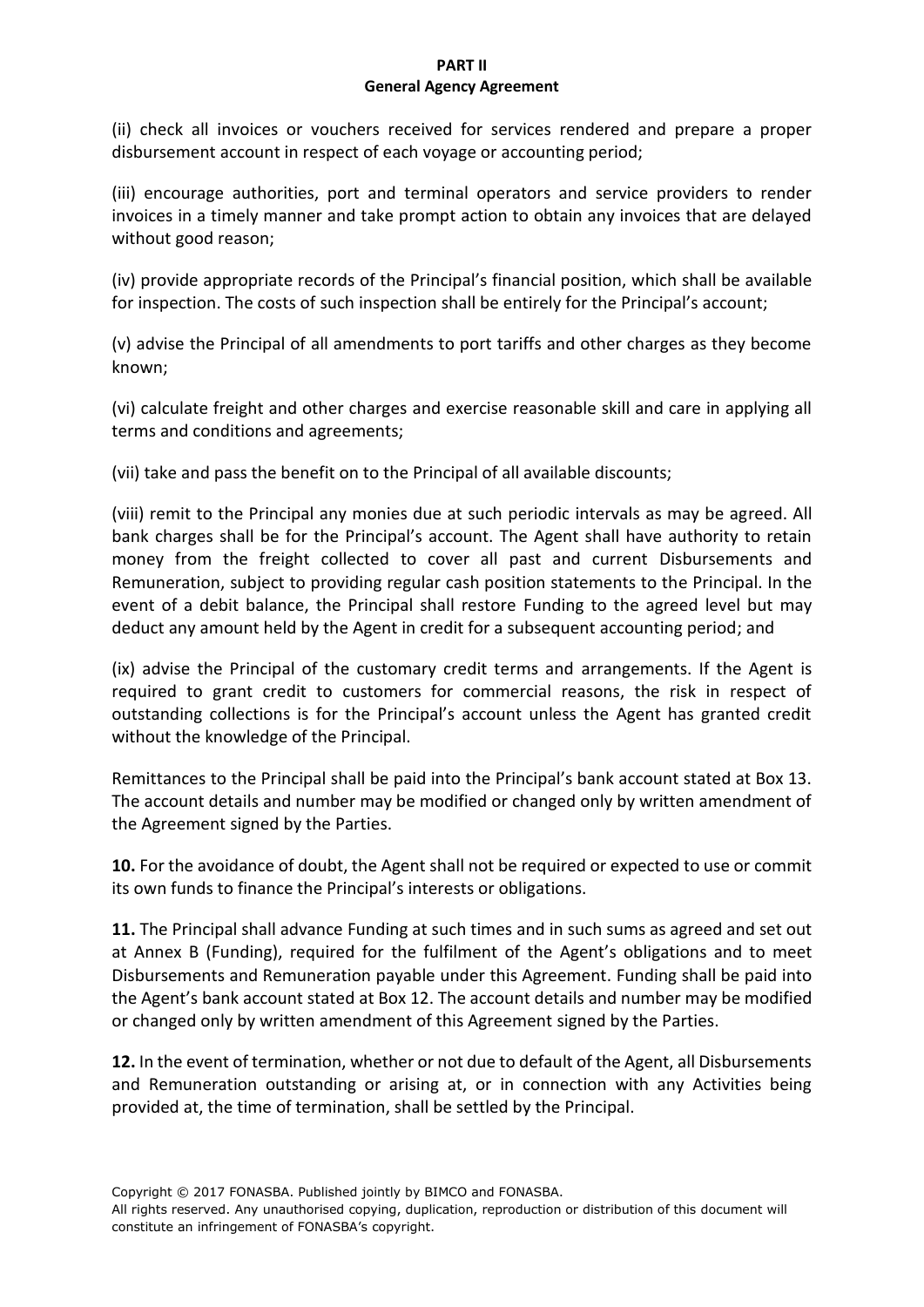**PART II**
**General Agency Agreement**

(ii) check all invoices or vouchers received for services rendered and prepare a proper disbursement account in respect of each voyage or accounting period;

(iii) encourage authorities, port and terminal operators and service providers to render invoices in a timely manner and take prompt action to obtain any invoices that are delayed without good reason;

(iv) provide appropriate records of the Principal's financial position, which shall be available for inspection. The costs of such inspection shall be entirely for the Principal's account;

(v) advise the Principal of all amendments to port tariffs and other charges as they become known;

(vi) calculate freight and other charges and exercise reasonable skill and care in applying all terms and conditions and agreements;

(vii) take and pass the benefit on to the Principal of all available discounts;

(viii) remit to the Principal any monies due at such periodic intervals as may be agreed. All bank charges shall be for the Principal's account. The Agent shall have authority to retain money from the freight collected to cover all past and current Disbursements and Remuneration, subject to providing regular cash position statements to the Principal. In the event of a debit balance, the Principal shall restore Funding to the agreed level but may deduct any amount held by the Agent in credit for a subsequent accounting period; and

(ix) advise the Principal of the customary credit terms and arrangements. If the Agent is required to grant credit to customers for commercial reasons, the risk in respect of outstanding collections is for the Principal's account unless the Agent has granted credit without the knowledge of the Principal.

Remittances to the Principal shall be paid into the Principal's bank account stated at Box 13. The account details and number may be modified or changed only by written amendment of the Agreement signed by the Parties.

**10.** For the avoidance of doubt, the Agent shall not be required or expected to use or commit its own funds to finance the Principal's interests or obligations.

**11.** The Principal shall advance Funding at such times and in such sums as agreed and set out at Annex B (Funding), required for the fulfilment of the Agent's obligations and to meet Disbursements and Remuneration payable under this Agreement. Funding shall be paid into the Agent's bank account stated at Box 12. The account details and number may be modified or changed only by written amendment of this Agreement signed by the Parties.

**12.** In the event of termination, whether or not due to default of the Agent, all Disbursements and Remuneration outstanding or arising at, or in connection with any Activities being provided at, the time of termination, shall be settled by the Principal.

Copyright © 2017 FONASBA. Published jointly by BIMCO and FONASBA.
All rights reserved. Any unauthorised copying, duplication, reproduction or distribution of this document will constitute an infringement of FONASBA's copyright.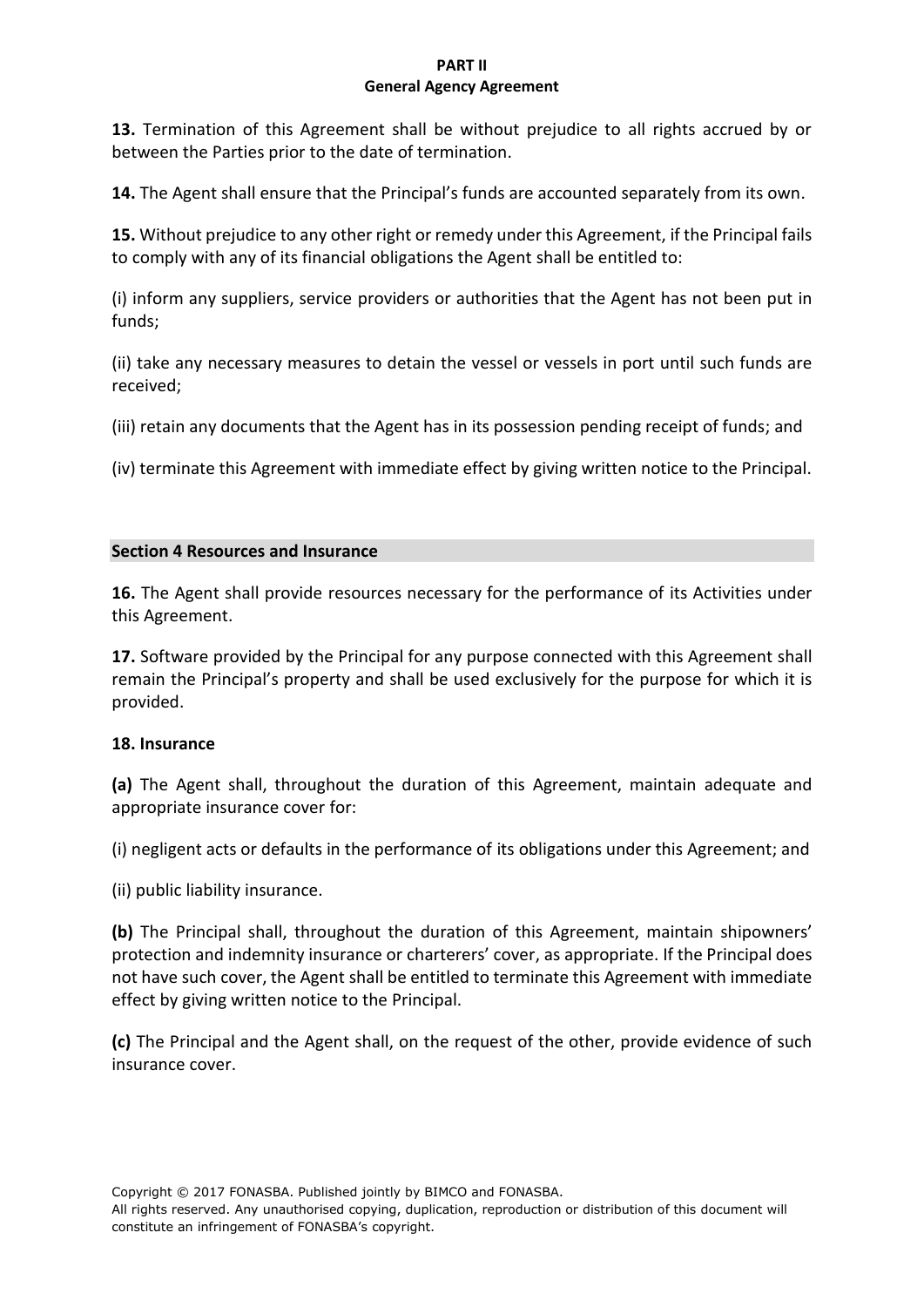**13.** Termination of this Agreement shall be without prejudice to all rights accrued by or between the Parties prior to the date of termination.

**14.** The Agent shall ensure that the Principal's funds are accounted separately from its own.

**15.** Without prejudice to any other right or remedy under this Agreement, if the Principal fails to comply with any of its financial obligations the Agent shall be entitled to:

(i) inform any suppliers, service providers or authorities that the Agent has not been put in funds;

(ii) take any necessary measures to detain the vessel or vessels in port until such funds are received;

(iii) retain any documents that the Agent has in its possession pending receipt of funds; and

(iv) terminate this Agreement with immediate effect by giving written notice to the Principal.

## Section 4 Resources and Insurance

**16.** The Agent shall provide resources necessary for the performance of its Activities under this Agreement.

**17.** Software provided by the Principal for any purpose connected with this Agreement shall remain the Principal's property and shall be used exclusively for the purpose for which it is provided.

**18. Insurance**

**(a)** The Agent shall, throughout the duration of this Agreement, maintain adequate and appropriate insurance cover for:

(i) negligent acts or defaults in the performance of its obligations under this Agreement; and

(ii) public liability insurance.

**(b)** The Principal shall, throughout the duration of this Agreement, maintain shipowners' protection and indemnity insurance or charterers' cover, as appropriate. If the Principal does not have such cover, the Agent shall be entitled to terminate this Agreement with immediate effect by giving written notice to the Principal.

**(c)** The Principal and the Agent shall, on the request of the other, provide evidence of such insurance cover.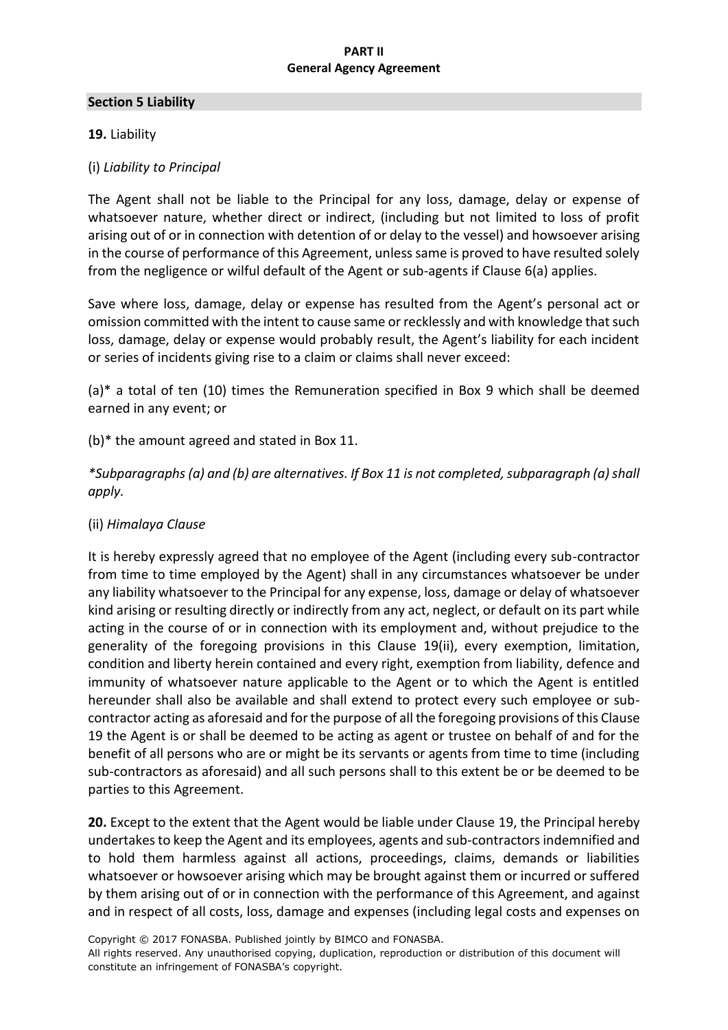**PART II**
**General Agency Agreement**

## Section 5 Liability

**19.** Liability

(i) *Liability to Principal*

The Agent shall not be liable to the Principal for any loss, damage, delay or expense of whatsoever nature, whether direct or indirect, (including but not limited to loss of profit arising out of or in connection with detention of or delay to the vessel) and howsoever arising in the course of performance of this Agreement, unless same is proved to have resulted solely from the negligence or wilful default of the Agent or sub-agents if Clause 6(a) applies.

Save where loss, damage, delay or expense has resulted from the Agent's personal act or omission committed with the intent to cause same or recklessly and with knowledge that such loss, damage, delay or expense would probably result, the Agent's liability for each incident or series of incidents giving rise to a claim or claims shall never exceed:

(a)* a total of ten (10) times the Remuneration specified in Box 9 which shall be deemed earned in any event; or

(b)* the amount agreed and stated in Box 11.

*\*Subparagraphs (a) and (b) are alternatives. If Box 11 is not completed, subparagraph (a) shall apply.*

(ii) *Himalaya Clause*

It is hereby expressly agreed that no employee of the Agent (including every sub-contractor from time to time employed by the Agent) shall in any circumstances whatsoever be under any liability whatsoever to the Principal for any expense, loss, damage or delay of whatsoever kind arising or resulting directly or indirectly from any act, neglect, or default on its part while acting in the course of or in connection with its employment and, without prejudice to the generality of the foregoing provisions in this Clause 19(ii), every exemption, limitation, condition and liberty herein contained and every right, exemption from liability, defence and immunity of whatsoever nature applicable to the Agent or to which the Agent is entitled hereunder shall also be available and shall extend to protect every such employee or sub-contractor acting as aforesaid and for the purpose of all the foregoing provisions of this Clause 19 the Agent is or shall be deemed to be acting as agent or trustee on behalf of and for the benefit of all persons who are or might be its servants or agents from time to time (including sub-contractors as aforesaid) and all such persons shall to this extent be or be deemed to be parties to this Agreement.

**20.** Except to the extent that the Agent would be liable under Clause 19, the Principal hereby undertakes to keep the Agent and its employees, agents and sub-contractors indemnified and to hold them harmless against all actions, proceedings, claims, demands or liabilities whatsoever or howsoever arising which may be brought against them or incurred or suffered by them arising out of or in connection with the performance of this Agreement, and against and in respect of all costs, loss, damage and expenses (including legal costs and expenses on

Copyright © 2017 FONASBA. Published jointly by BIMCO and FONASBA.
All rights reserved. Any unauthorised copying, duplication, reproduction or distribution of this document will constitute an infringement of FONASBA's copyright.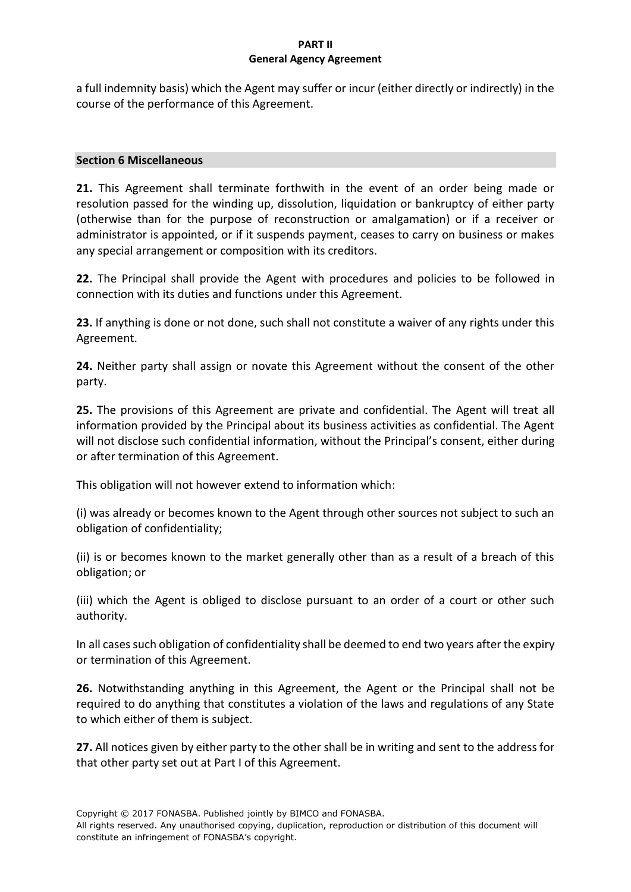a full indemnity basis) which the Agent may suffer or incur (either directly or indirectly) in the course of the performance of this Agreement.

## Section 6 Miscellaneous

**21.** This Agreement shall terminate forthwith in the event of an order being made or resolution passed for the winding up, dissolution, liquidation or bankruptcy of either party (otherwise than for the purpose of reconstruction or amalgamation) or if a receiver or administrator is appointed, or if it suspends payment, ceases to carry on business or makes any special arrangement or composition with its creditors.

**22.** The Principal shall provide the Agent with procedures and policies to be followed in connection with its duties and functions under this Agreement.

**23.** If anything is done or not done, such shall not constitute a waiver of any rights under this Agreement.

**24.** Neither party shall assign or novate this Agreement without the consent of the other party.

**25.** The provisions of this Agreement are private and confidential. The Agent will treat all information provided by the Principal about its business activities as confidential. The Agent will not disclose such confidential information, without the Principal's consent, either during or after termination of this Agreement.

This obligation will not however extend to information which:

(i) was already or becomes known to the Agent through other sources not subject to such an obligation of confidentiality;

(ii) is or becomes known to the market generally other than as a result of a breach of this obligation; or

(iii) which the Agent is obliged to disclose pursuant to an order of a court or other such authority.

In all cases such obligation of confidentiality shall be deemed to end two years after the expiry or termination of this Agreement.

**26.** Notwithstanding anything in this Agreement, the Agent or the Principal shall not be required to do anything that constitutes a violation of the laws and regulations of any State to which either of them is subject.

**27.** All notices given by either party to the other shall be in writing and sent to the address for that other party set out at Part I of this Agreement.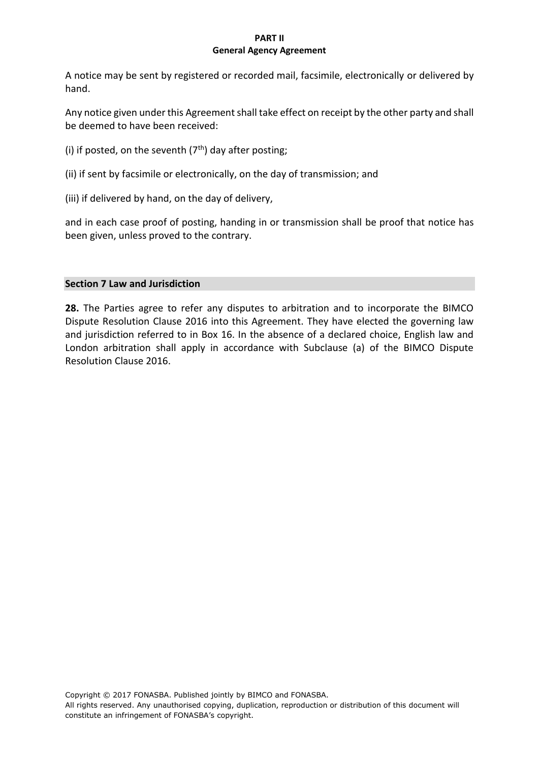A notice may be sent by registered or recorded mail, facsimile, electronically or delivered by hand.

Any notice given under this Agreement shall take effect on receipt by the other party and shall be deemed to have been received:

(i) if posted, on the seventh ($7^{th}$) day after posting;

(ii) if sent by facsimile or electronically, on the day of transmission; and

(iii) if delivered by hand, on the day of delivery,

and in each case proof of posting, handing in or transmission shall be proof that notice has been given, unless proved to the contrary.

## Section 7 Law and Jurisdiction

**28.** The Parties agree to refer any disputes to arbitration and to incorporate the BIMCO Dispute Resolution Clause 2016 into this Agreement. They have elected the governing law and jurisdiction referred to in Box 16. In the absence of a declared choice, English law and London arbitration shall apply in accordance with Subclause (a) of the BIMCO Dispute Resolution Clause 2016.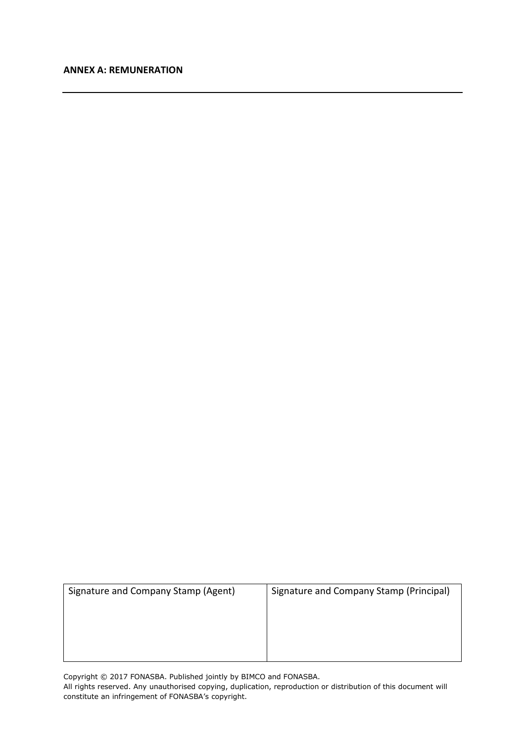**ANNEX A: REMUNERATION**

---

| Signature and Company Stamp (Agent) | Signature and Company Stamp (Principal) |
|---|---|
| | |

Copyright © 2017 FONASBA. Published jointly by BIMCO and FONASBA.
All rights reserved. Any unauthorised copying, duplication, reproduction or distribution of this document will constitute an infringement of FONASBA's copyright.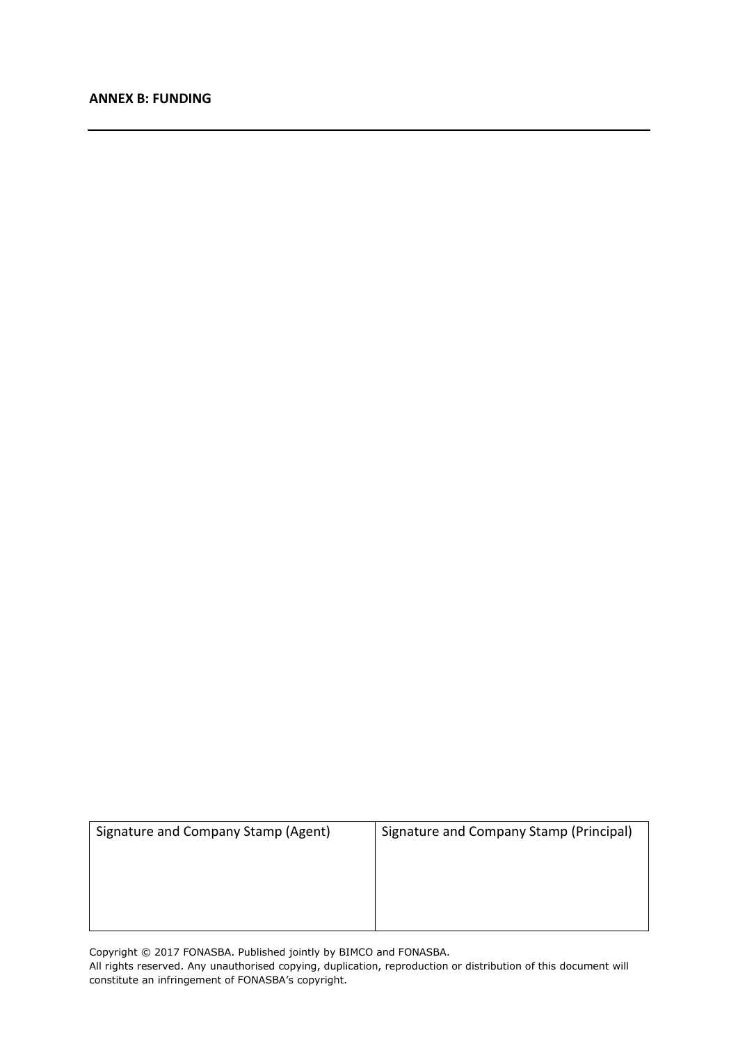**ANNEX B: FUNDING**

---

| Signature and Company Stamp (Agent) | Signature and Company Stamp (Principal) |
|---|---|
| | |

Copyright © 2017 FONASBA. Published jointly by BIMCO and FONASBA.
All rights reserved. Any unauthorised copying, duplication, reproduction or distribution of this document will constitute an infringement of FONASBA's copyright.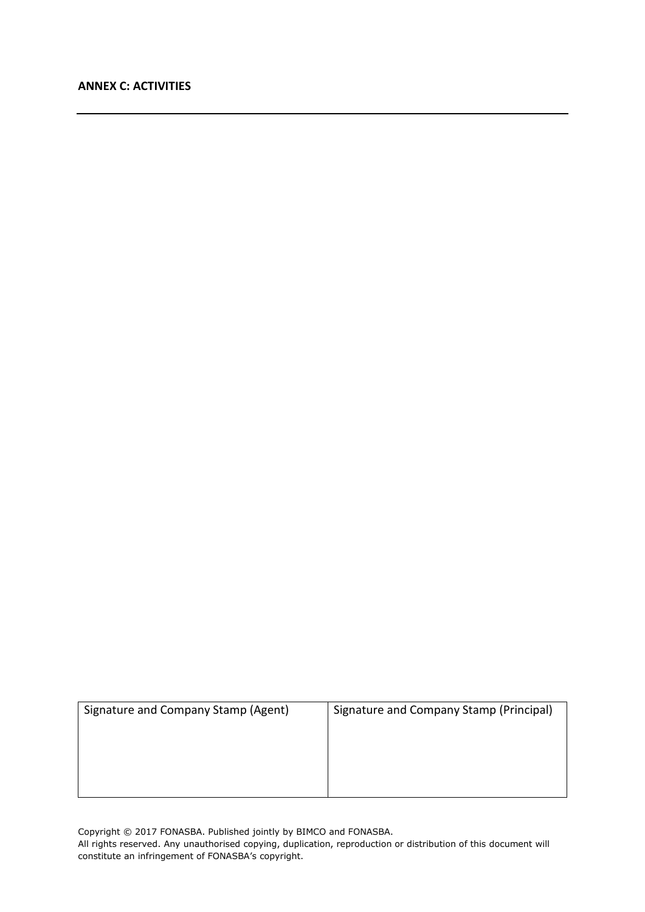**ANNEX C: ACTIVITIES**

---

| Signature and Company Stamp (Agent) | Signature and Company Stamp (Principal) |
|---|---|
| | |

Copyright © 2017 FONASBA. Published jointly by BIMCO and FONASBA.
All rights reserved. Any unauthorised copying, duplication, reproduction or distribution of this document will constitute an infringement of FONASBA's copyright.